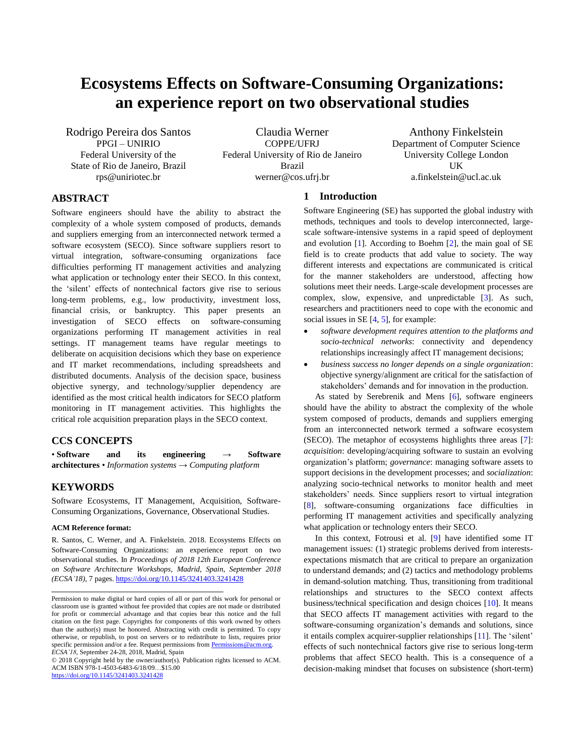# Ecosystems Effects on Software-Consuming Organizations: an experience report on two observational studies

Rodrigo Pereira dos Santos
PPGI – UNIRIO
Federal University of the State of Rio de Janeiro, Brazil
rps@uniriotec.br

Claudia Werner
COPPE/UFRJ
Federal University of Rio de Janeiro
Brazil
werner@cos.ufrj.br

Anthony Finkelstein
Department of Computer Science
University College London
UK
a.finkelstein@ucl.ac.uk

## ABSTRACT

Software engineers should have the ability to abstract the complexity of a whole system composed of products, demands and suppliers emerging from an interconnected network termed a software ecosystem (SECO). Since software suppliers resort to virtual integration, software-consuming organizations face difficulties performing IT management activities and analyzing what application or technology enter their SECO. In this context, the 'silent' effects of nontechnical factors give rise to serious long-term problems, e.g., low productivity, investment loss, financial crisis, or bankruptcy. This paper presents an investigation of SECO effects on software-consuming organizations performing IT management activities in real settings. IT management teams have regular meetings to deliberate on acquisition decisions which they base on experience and IT market recommendations, including spreadsheets and distributed documents. Analysis of the decision space, business objective synergy, and technology/supplier dependency are identified as the most critical health indicators for SECO platform monitoring in IT management activities. This highlights the critical role acquisition preparation plays in the SECO context.

## CCS CONCEPTS

• **Software and its engineering → Software architectures** • *Information systems → Computing platform*

## KEYWORDS

Software Ecosystems, IT Management, Acquisition, Software-Consuming Organizations, Governance, Observational Studies.

**ACM Reference format:**

R. Santos, C. Werner, and A. Finkelstein. 2018. Ecosystems Effects on Software-Consuming Organizations: an experience report on two observational studies. In *Proceedings of 2018 12th European Conference on Software Architecture Workshops, Madrid, Spain, September 2018 (ECSA'18)*, 7 pages. https://doi.org/10.1145/3241403.3241428

Permission to make digital or hard copies of all or part of this work for personal or classroom use is granted without fee provided that copies are not made or distributed for profit or commercial advantage and that copies bear this notice and the full citation on the first page. Copyrights for components of this work owned by others than the author(s) must be honored. Abstracting with credit is permitted. To copy otherwise, or republish, to post on servers or to redistribute to lists, requires prior specific permission and/or a fee. Request permissions from Permissions@acm.org.
*ECSA'18*, September 24-28, 2018, Madrid, Spain
© 2018 Copyright held by the owner/author(s). Publication rights licensed to ACM.
ACM ISBN 978-1-4503-6483-6/18/09…$15.00
https://doi.org/10.1145/3241403.3241428

## 1 Introduction

Software Engineering (SE) has supported the global industry with methods, techniques and tools to develop interconnected, large-scale software-intensive systems in a rapid speed of deployment and evolution [1]. According to Boehm [2], the main goal of SE field is to create products that add value to society. The way different interests and expectations are communicated is critical for the manner stakeholders are understood, affecting how solutions meet their needs. Large-scale development processes are complex, slow, expensive, and unpredictable [3]. As such, researchers and practitioners need to cope with the economic and social issues in SE [4, 5], for example:

- *software development requires attention to the platforms and socio-technical networks*: connectivity and dependency relationships increasingly affect IT management decisions;
- *business success no longer depends on a single organization*: objective synergy/alignment are critical for the satisfaction of stakeholders' demands and for innovation in the production.

As stated by Serebrenik and Mens [6], software engineers should have the ability to abstract the complexity of the whole system composed of products, demands and suppliers emerging from an interconnected network termed a software ecosystem (SECO). The metaphor of ecosystems highlights three areas [7]: *acquisition*: developing/acquiring software to sustain an evolving organization's platform; *governance*: managing software assets to support decisions in the development processes; and *socialization*: analyzing socio-technical networks to monitor health and meet stakeholders' needs. Since suppliers resort to virtual integration [8], software-consuming organizations face difficulties in performing IT management activities and specifically analyzing what application or technology enters their SECO.

In this context, Fotrousi et al. [9] have identified some IT management issues: (1) strategic problems derived from interests-expectations mismatch that are critical to prepare an organization to understand demands; and (2) tactics and methodology problems in demand-solution matching. Thus, transitioning from traditional relationships and structures to the SECO context affects business/technical specification and design choices [10]. It means that SECO affects IT management activities with regard to the software-consuming organization's demands and solutions, since it entails complex acquirer-supplier relationships [11]. The 'silent' effects of such nontechnical factors give rise to serious long-term problems that affect SECO health. This is a consequence of a decision-making mindset that focuses on subsistence (short-term)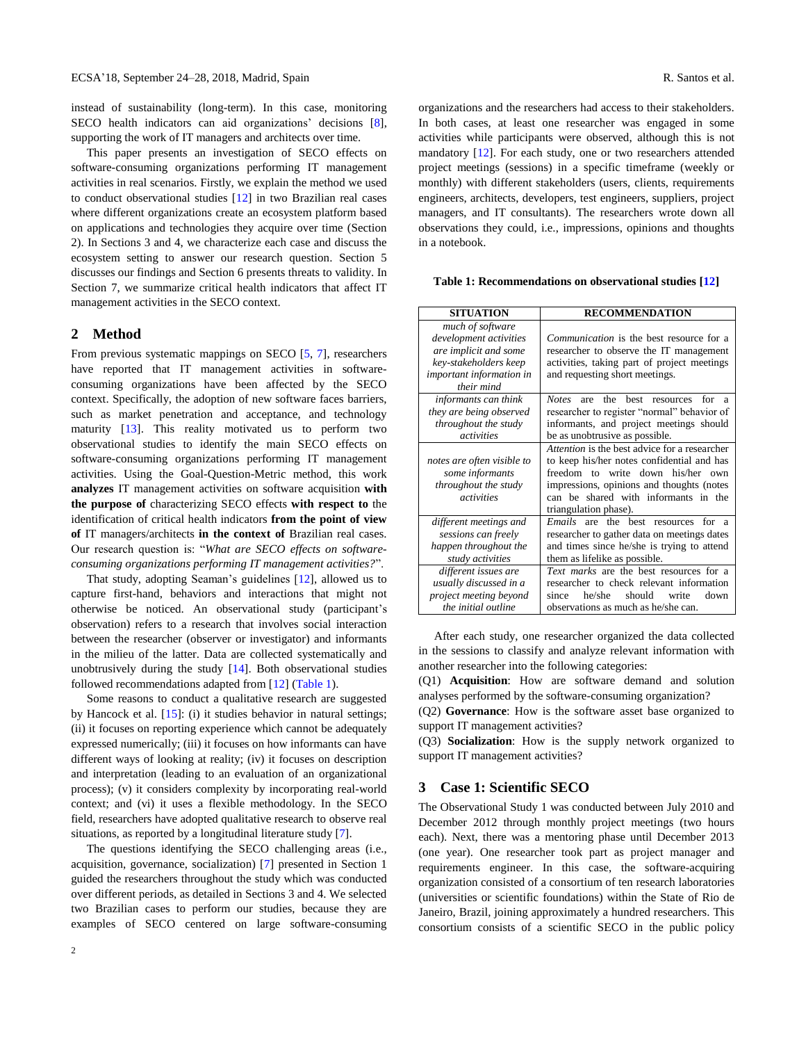instead of sustainability (long-term). In this case, monitoring SECO health indicators can aid organizations' decisions [8], supporting the work of IT managers and architects over time.

This paper presents an investigation of SECO effects on software-consuming organizations performing IT management activities in real scenarios. Firstly, we explain the method we used to conduct observational studies [12] in two Brazilian real cases where different organizations create an ecosystem platform based on applications and technologies they acquire over time (Section 2). In Sections 3 and 4, we characterize each case and discuss the ecosystem setting to answer our research question. Section 5 discusses our findings and Section 6 presents threats to validity. In Section 7, we summarize critical health indicators that affect IT management activities in the SECO context.

## 2 Method

From previous systematic mappings on SECO [5, 7], researchers have reported that IT management activities in software-consuming organizations have been affected by the SECO context. Specifically, the adoption of new software faces barriers, such as market penetration and acceptance, and technology maturity [13]. This reality motivated us to perform two observational studies to identify the main SECO effects on software-consuming organizations performing IT management activities. Using the Goal-Question-Metric method, this work **analyzes** IT management activities on software acquisition **with the purpose of** characterizing SECO effects **with respect to** the identification of critical health indicators **from the point of view of** IT managers/architects **in the context of** Brazilian real cases. Our research question is: "*What are SECO effects on software-consuming organizations performing IT management activities?*".

That study, adopting Seaman's guidelines [12], allowed us to capture first-hand, behaviors and interactions that might not otherwise be noticed. An observational study (participant's observation) refers to a research that involves social interaction between the researcher (observer or investigator) and informants in the milieu of the latter. Data are collected systematically and unobtrusively during the study [14]. Both observational studies followed recommendations adapted from [12] (Table 1).

Some reasons to conduct a qualitative research are suggested by Hancock et al. [15]: (i) it studies behavior in natural settings; (ii) it focuses on reporting experience which cannot be adequately expressed numerically; (iii) it focuses on how informants can have different ways of looking at reality; (iv) it focuses on description and interpretation (leading to an evaluation of an organizational process); (v) it considers complexity by incorporating real-world context; and (vi) it uses a flexible methodology. In the SECO field, researchers have adopted qualitative research to observe real situations, as reported by a longitudinal literature study [7].

The questions identifying the SECO challenging areas (i.e., acquisition, governance, socialization) [7] presented in Section 1 guided the researchers throughout the study which was conducted over different periods, as detailed in Sections 3 and 4. We selected two Brazilian cases to perform our studies, because they are examples of SECO centered on large software-consuming organizations and the researchers had access to their stakeholders. In both cases, at least one researcher was engaged in some activities while participants were observed, although this is not mandatory [12]. For each study, one or two researchers attended project meetings (sessions) in a specific timeframe (weekly or monthly) with different stakeholders (users, clients, requirements engineers, architects, developers, test engineers, suppliers, project managers, and IT consultants). The researchers wrote down all observations they could, i.e., impressions, opinions and thoughts in a notebook.

**Table 1: Recommendations on observational studies [12]**

| SITUATION | RECOMMENDATION |
|---|---|
| *much of software development activities are implicit and some key-stakeholders keep important information in their mind* | *Communication* is the best resource for a researcher to observe the IT management activities, taking part of project meetings and requesting short meetings. |
| *informants can think they are being observed throughout the study activities* | *Notes* are the best resources for a researcher to register "normal" behavior of informants, and project meetings should be as unobtrusive as possible. |
| *notes are often visible to some informants throughout the study activities* | *Attention* is the best advice for a researcher to keep his/her notes confidential and has freedom to write down his/her own impressions, opinions and thoughts (notes can be shared with informants in the triangulation phase). |
| *different meetings and sessions can freely happen throughout the study activities* | *Emails* are the best resources for a researcher to gather data on meetings dates and times since he/she is trying to attend them as lifelike as possible. |
| *different issues are usually discussed in a project meeting beyond the initial outline* | *Text marks* are the best resources for a researcher to check relevant information since he/she should write down observations as much as he/she can. |

After each study, one researcher organized the data collected in the sessions to classify and analyze relevant information with another researcher into the following categories:

(Q1) **Acquisition**: How are software demand and solution analyses performed by the software-consuming organization?

(Q2) **Governance**: How is the software asset base organized to support IT management activities?

(Q3) **Socialization**: How is the supply network organized to support IT management activities?

## 3 Case 1: Scientific SECO

The Observational Study 1 was conducted between July 2010 and December 2012 through monthly project meetings (two hours each). Next, there was a mentoring phase until December 2013 (one year). One researcher took part as project manager and requirements engineer. In this case, the software-acquiring organization consisted of a consortium of ten research laboratories (universities or scientific foundations) within the State of Rio de Janeiro, Brazil, joining approximately a hundred researchers. This consortium consists of a scientific SECO in the public policy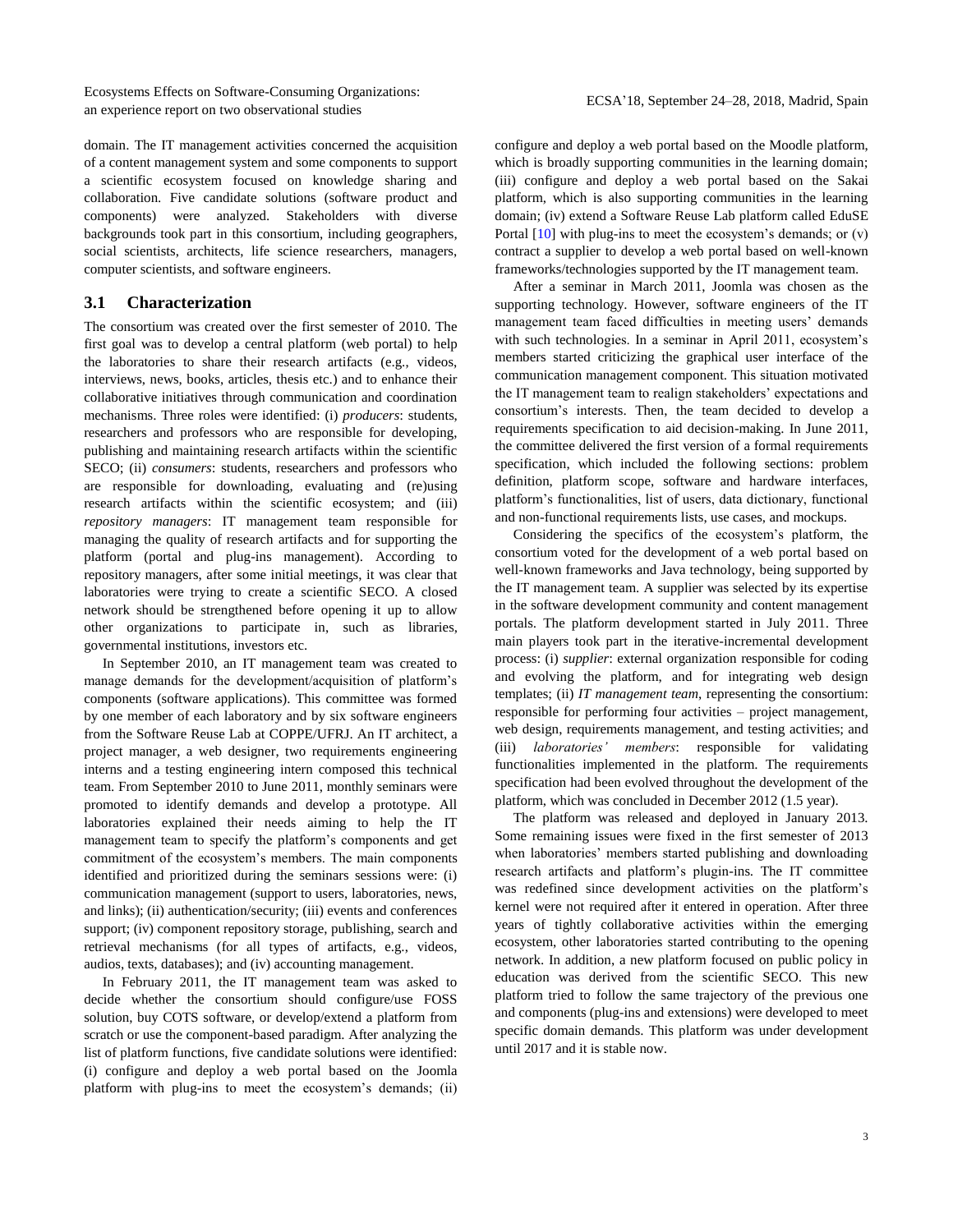domain. The IT management activities concerned the acquisition of a content management system and some components to support a scientific ecosystem focused on knowledge sharing and collaboration. Five candidate solutions (software product and components) were analyzed. Stakeholders with diverse backgrounds took part in this consortium, including geographers, social scientists, architects, life science researchers, managers, computer scientists, and software engineers.

## 3.1 Characterization

The consortium was created over the first semester of 2010. The first goal was to develop a central platform (web portal) to help the laboratories to share their research artifacts (e.g., videos, interviews, news, books, articles, thesis etc.) and to enhance their collaborative initiatives through communication and coordination mechanisms. Three roles were identified: (i) *producers*: students, researchers and professors who are responsible for developing, publishing and maintaining research artifacts within the scientific SECO; (ii) *consumers*: students, researchers and professors who are responsible for downloading, evaluating and (re)using research artifacts within the scientific ecosystem; and (iii) *repository managers*: IT management team responsible for managing the quality of research artifacts and for supporting the platform (portal and plug-ins management). According to repository managers, after some initial meetings, it was clear that laboratories were trying to create a scientific SECO. A closed network should be strengthened before opening it up to allow other organizations to participate in, such as libraries, governmental institutions, investors etc.

In September 2010, an IT management team was created to manage demands for the development/acquisition of platform's components (software applications). This committee was formed by one member of each laboratory and by six software engineers from the Software Reuse Lab at COPPE/UFRJ. An IT architect, a project manager, a web designer, two requirements engineering interns and a testing engineering intern composed this technical team. From September 2010 to June 2011, monthly seminars were promoted to identify demands and develop a prototype. All laboratories explained their needs aiming to help the IT management team to specify the platform's components and get commitment of the ecosystem's members. The main components identified and prioritized during the seminars sessions were: (i) communication management (support to users, laboratories, news, and links); (ii) authentication/security; (iii) events and conferences support; (iv) component repository storage, publishing, search and retrieval mechanisms (for all types of artifacts, e.g., videos, audios, texts, databases); and (iv) accounting management.

In February 2011, the IT management team was asked to decide whether the consortium should configure/use FOSS solution, buy COTS software, or develop/extend a platform from scratch or use the component-based paradigm. After analyzing the list of platform functions, five candidate solutions were identified: (i) configure and deploy a web portal based on the Joomla platform with plug-ins to meet the ecosystem's demands; (ii) configure and deploy a web portal based on the Moodle platform, which is broadly supporting communities in the learning domain; (iii) configure and deploy a web portal based on the Sakai platform, which is also supporting communities in the learning domain; (iv) extend a Software Reuse Lab platform called EduSE Portal [10] with plug-ins to meet the ecosystem's demands; or (v) contract a supplier to develop a web portal based on well-known frameworks/technologies supported by the IT management team.

After a seminar in March 2011, Joomla was chosen as the supporting technology. However, software engineers of the IT management team faced difficulties in meeting users' demands with such technologies. In a seminar in April 2011, ecosystem's members started criticizing the graphical user interface of the communication management component. This situation motivated the IT management team to realign stakeholders' expectations and consortium's interests. Then, the team decided to develop a requirements specification to aid decision-making. In June 2011, the committee delivered the first version of a formal requirements specification, which included the following sections: problem definition, platform scope, software and hardware interfaces, platform's functionalities, list of users, data dictionary, functional and non-functional requirements lists, use cases, and mockups.

Considering the specifics of the ecosystem's platform, the consortium voted for the development of a web portal based on well-known frameworks and Java technology, being supported by the IT management team. A supplier was selected by its expertise in the software development community and content management portals. The platform development started in July 2011. Three main players took part in the iterative-incremental development process: (i) *supplier*: external organization responsible for coding and evolving the platform, and for integrating web design templates; (ii) *IT management team*, representing the consortium: responsible for performing four activities – project management, web design, requirements management, and testing activities; and (iii) *laboratories' members*: responsible for validating functionalities implemented in the platform. The requirements specification had been evolved throughout the development of the platform, which was concluded in December 2012 (1.5 year).

The platform was released and deployed in January 2013. Some remaining issues were fixed in the first semester of 2013 when laboratories' members started publishing and downloading research artifacts and platform's plugin-ins. The IT committee was redefined since development activities on the platform's kernel were not required after it entered in operation. After three years of tightly collaborative activities within the emerging ecosystem, other laboratories started contributing to the opening network. In addition, a new platform focused on public policy in education was derived from the scientific SECO. This new platform tried to follow the same trajectory of the previous one and components (plug-ins and extensions) were developed to meet specific domain demands. This platform was under development until 2017 and it is stable now.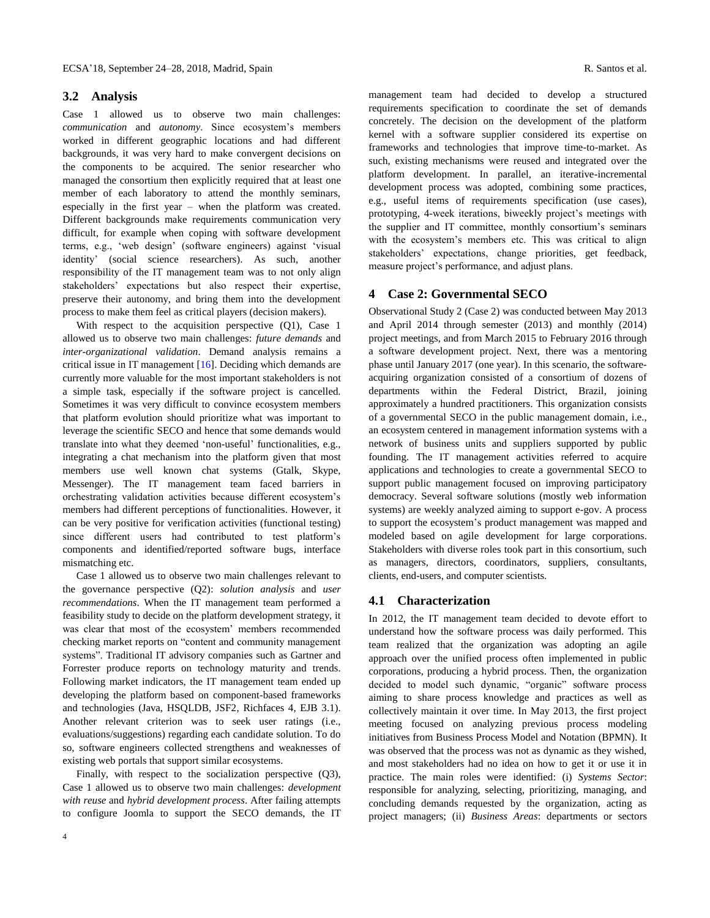## 3.2 Analysis

Case 1 allowed us to observe two main challenges: *communication* and *autonomy*. Since ecosystem's members worked in different geographic locations and had different backgrounds, it was very hard to make convergent decisions on the components to be acquired. The senior researcher who managed the consortium then explicitly required that at least one member of each laboratory to attend the monthly seminars, especially in the first year – when the platform was created. Different backgrounds make requirements communication very difficult, for example when coping with software development terms, e.g., 'web design' (software engineers) against 'visual identity' (social science researchers). As such, another responsibility of the IT management team was to not only align stakeholders' expectations but also respect their expertise, preserve their autonomy, and bring them into the development process to make them feel as critical players (decision makers).

With respect to the acquisition perspective (Q1), Case 1 allowed us to observe two main challenges: *future demands* and *inter-organizational validation*. Demand analysis remains a critical issue in IT management [16]. Deciding which demands are currently more valuable for the most important stakeholders is not a simple task, especially if the software project is cancelled. Sometimes it was very difficult to convince ecosystem members that platform evolution should prioritize what was important to leverage the scientific SECO and hence that some demands would translate into what they deemed 'non-useful' functionalities, e.g., integrating a chat mechanism into the platform given that most members use well known chat systems (Gtalk, Skype, Messenger). The IT management team faced barriers in orchestrating validation activities because different ecosystem's members had different perceptions of functionalities. However, it can be very positive for verification activities (functional testing) since different users had contributed to test platform's components and identified/reported software bugs, interface mismatching etc.

Case 1 allowed us to observe two main challenges relevant to the governance perspective (Q2): *solution analysis* and *user recommendations*. When the IT management team performed a feasibility study to decide on the platform development strategy, it was clear that most of the ecosystem' members recommended checking market reports on "content and community management systems". Traditional IT advisory companies such as Gartner and Forrester produce reports on technology maturity and trends. Following market indicators, the IT management team ended up developing the platform based on component-based frameworks and technologies (Java, HSQLDB, JSF2, Richfaces 4, EJB 3.1). Another relevant criterion was to seek user ratings (i.e., evaluations/suggestions) regarding each candidate solution. To do so, software engineers collected strengthens and weaknesses of existing web portals that support similar ecosystems.

Finally, with respect to the socialization perspective (Q3), Case 1 allowed us to observe two main challenges: *development with reuse* and *hybrid development process*. After failing attempts to configure Joomla to support the SECO demands, the IT management team had decided to develop a structured requirements specification to coordinate the set of demands concretely. The decision on the development of the platform kernel with a software supplier considered its expertise on frameworks and technologies that improve time-to-market. As such, existing mechanisms were reused and integrated over the platform development. In parallel, an iterative-incremental development process was adopted, combining some practices, e.g., useful items of requirements specification (use cases), prototyping, 4-week iterations, biweekly project's meetings with the supplier and IT committee, monthly consortium's seminars with the ecosystem's members etc. This was critical to align stakeholders' expectations, change priorities, get feedback, measure project's performance, and adjust plans.

# 4 Case 2: Governmental SECO

Observational Study 2 (Case 2) was conducted between May 2013 and April 2014 through semester (2013) and monthly (2014) project meetings, and from March 2015 to February 2016 through a software development project. Next, there was a mentoring phase until January 2017 (one year). In this scenario, the software-acquiring organization consisted of a consortium of dozens of departments within the Federal District, Brazil, joining approximately a hundred practitioners. This organization consists of a governmental SECO in the public management domain, i.e., an ecosystem centered in management information systems with a network of business units and suppliers supported by public founding. The IT management activities referred to acquire applications and technologies to create a governmental SECO to support public management focused on improving participatory democracy. Several software solutions (mostly web information systems) are weekly analyzed aiming to support e-gov. A process to support the ecosystem's product management was mapped and modeled based on agile development for large corporations. Stakeholders with diverse roles took part in this consortium, such as managers, directors, coordinators, suppliers, consultants, clients, end-users, and computer scientists.

## 4.1 Characterization

In 2012, the IT management team decided to devote effort to understand how the software process was daily performed. This team realized that the organization was adopting an agile approach over the unified process often implemented in public corporations, producing a hybrid process. Then, the organization decided to model such dynamic, "organic" software process aiming to share process knowledge and practices as well as collectively maintain it over time. In May 2013, the first project meeting focused on analyzing previous process modeling initiatives from Business Process Model and Notation (BPMN). It was observed that the process was not as dynamic as they wished, and most stakeholders had no idea on how to get it or use it in practice. The main roles were identified: (i) *Systems Sector*: responsible for analyzing, selecting, prioritizing, managing, and concluding demands requested by the organization, acting as project managers; (ii) *Business Areas*: departments or sectors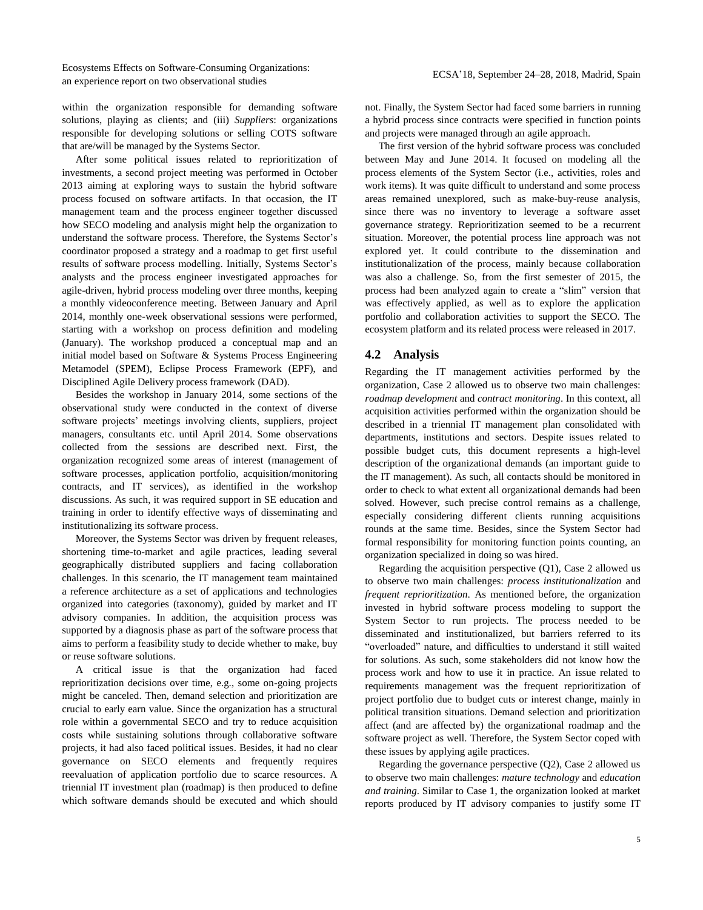within the organization responsible for demanding software solutions, playing as clients; and (iii) *Suppliers*: organizations responsible for developing solutions or selling COTS software that are/will be managed by the Systems Sector.

After some political issues related to reprioritization of investments, a second project meeting was performed in October 2013 aiming at exploring ways to sustain the hybrid software process focused on software artifacts. In that occasion, the IT management team and the process engineer together discussed how SECO modeling and analysis might help the organization to understand the software process. Therefore, the Systems Sector's coordinator proposed a strategy and a roadmap to get first useful results of software process modelling. Initially, Systems Sector's analysts and the process engineer investigated approaches for agile-driven, hybrid process modeling over three months, keeping a monthly videoconference meeting. Between January and April 2014, monthly one-week observational sessions were performed, starting with a workshop on process definition and modeling (January). The workshop produced a conceptual map and an initial model based on Software & Systems Process Engineering Metamodel (SPEM), Eclipse Process Framework (EPF), and Disciplined Agile Delivery process framework (DAD).

Besides the workshop in January 2014, some sections of the observational study were conducted in the context of diverse software projects' meetings involving clients, suppliers, project managers, consultants etc. until April 2014. Some observations collected from the sessions are described next. First, the organization recognized some areas of interest (management of software processes, application portfolio, acquisition/monitoring contracts, and IT services), as identified in the workshop discussions. As such, it was required support in SE education and training in order to identify effective ways of disseminating and institutionalizing its software process.

Moreover, the Systems Sector was driven by frequent releases, shortening time-to-market and agile practices, leading several geographically distributed suppliers and facing collaboration challenges. In this scenario, the IT management team maintained a reference architecture as a set of applications and technologies organized into categories (taxonomy), guided by market and IT advisory companies. In addition, the acquisition process was supported by a diagnosis phase as part of the software process that aims to perform a feasibility study to decide whether to make, buy or reuse software solutions.

A critical issue is that the organization had faced reprioritization decisions over time, e.g., some on-going projects might be canceled. Then, demand selection and prioritization are crucial to early earn value. Since the organization has a structural role within a governmental SECO and try to reduce acquisition costs while sustaining solutions through collaborative software projects, it had also faced political issues. Besides, it had no clear governance on SECO elements and frequently requires reevaluation of application portfolio due to scarce resources. A triennial IT investment plan (roadmap) is then produced to define which software demands should be executed and which should not. Finally, the System Sector had faced some barriers in running a hybrid process since contracts were specified in function points and projects were managed through an agile approach.

The first version of the hybrid software process was concluded between May and June 2014. It focused on modeling all the process elements of the System Sector (i.e., activities, roles and work items). It was quite difficult to understand and some process areas remained unexplored, such as make-buy-reuse analysis, since there was no inventory to leverage a software asset governance strategy. Reprioritization seemed to be a recurrent situation. Moreover, the potential process line approach was not explored yet. It could contribute to the dissemination and institutionalization of the process, mainly because collaboration was also a challenge. So, from the first semester of 2015, the process had been analyzed again to create a "slim" version that was effectively applied, as well as to explore the application portfolio and collaboration activities to support the SECO. The ecosystem platform and its related process were released in 2017.

## 4.2 Analysis

Regarding the IT management activities performed by the organization, Case 2 allowed us to observe two main challenges: *roadmap development* and *contract monitoring*. In this context, all acquisition activities performed within the organization should be described in a triennial IT management plan consolidated with departments, institutions and sectors. Despite issues related to possible budget cuts, this document represents a high-level description of the organizational demands (an important guide to the IT management). As such, all contacts should be monitored in order to check to what extent all organizational demands had been solved. However, such precise control remains as a challenge, especially considering different clients running acquisitions rounds at the same time. Besides, since the System Sector had formal responsibility for monitoring function points counting, an organization specialized in doing so was hired.

Regarding the acquisition perspective (Q1), Case 2 allowed us to observe two main challenges: *process institutionalization* and *frequent reprioritization*. As mentioned before, the organization invested in hybrid software process modeling to support the System Sector to run projects. The process needed to be disseminated and institutionalized, but barriers referred to its "overloaded" nature, and difficulties to understand it still waited for solutions. As such, some stakeholders did not know how the process work and how to use it in practice. An issue related to requirements management was the frequent reprioritization of project portfolio due to budget cuts or interest change, mainly in political transition situations. Demand selection and prioritization affect (and are affected by) the organizational roadmap and the software project as well. Therefore, the System Sector coped with these issues by applying agile practices.

Regarding the governance perspective (Q2), Case 2 allowed us to observe two main challenges: *mature technology* and *education and training*. Similar to Case 1, the organization looked at market reports produced by IT advisory companies to justify some IT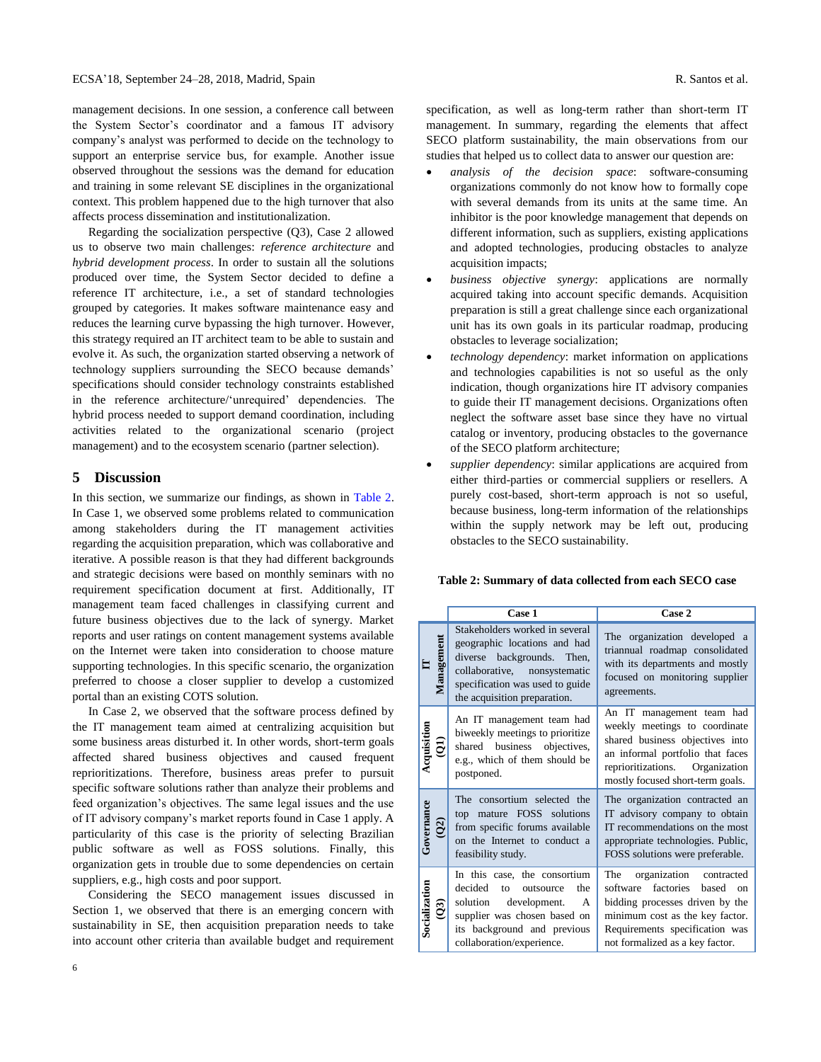management decisions. In one session, a conference call between the System Sector's coordinator and a famous IT advisory company's analyst was performed to decide on the technology to support an enterprise service bus, for example. Another issue observed throughout the sessions was the demand for education and training in some relevant SE disciplines in the organizational context. This problem happened due to the high turnover that also affects process dissemination and institutionalization.

Regarding the socialization perspective (Q3), Case 2 allowed us to observe two main challenges: *reference architecture* and *hybrid development process*. In order to sustain all the solutions produced over time, the System Sector decided to define a reference IT architecture, i.e., a set of standard technologies grouped by categories. It makes software maintenance easy and reduces the learning curve bypassing the high turnover. However, this strategy required an IT architect team to be able to sustain and evolve it. As such, the organization started observing a network of technology suppliers surrounding the SECO because demands' specifications should consider technology constraints established in the reference architecture/'unrequired' dependencies. The hybrid process needed to support demand coordination, including activities related to the organizational scenario (project management) and to the ecosystem scenario (partner selection).

## 5 Discussion

In this section, we summarize our findings, as shown in Table 2. In Case 1, we observed some problems related to communication among stakeholders during the IT management activities regarding the acquisition preparation, which was collaborative and iterative. A possible reason is that they had different backgrounds and strategic decisions were based on monthly seminars with no requirement specification document at first. Additionally, IT management team faced challenges in classifying current and future business objectives due to the lack of synergy. Market reports and user ratings on content management systems available on the Internet were taken into consideration to choose mature supporting technologies. In this specific scenario, the organization preferred to choose a closer supplier to develop a customized portal than an existing COTS solution.

In Case 2, we observed that the software process defined by the IT management team aimed at centralizing acquisition but some business areas disturbed it. In other words, short-term goals affected shared business objectives and caused frequent reprioritizations. Therefore, business areas prefer to pursuit specific software solutions rather than analyze their problems and feed organization's objectives. The same legal issues and the use of IT advisory company's market reports found in Case 1 apply. A particularity of this case is the priority of selecting Brazilian public software as well as FOSS solutions. Finally, this organization gets in trouble due to some dependencies on certain suppliers, e.g., high costs and poor support.

Considering the SECO management issues discussed in Section 1, we observed that there is an emerging concern with sustainability in SE, then acquisition preparation needs to take into account other criteria than available budget and requirement specification, as well as long-term rather than short-term IT management. In summary, regarding the elements that affect SECO platform sustainability, the main observations from our studies that helped us to collect data to answer our question are:

- *analysis of the decision space*: software-consuming organizations commonly do not know how to formally cope with several demands from its units at the same time. An inhibitor is the poor knowledge management that depends on different information, such as suppliers, existing applications and adopted technologies, producing obstacles to analyze acquisition impacts;
- *business objective synergy*: applications are normally acquired taking into account specific demands. Acquisition preparation is still a great challenge since each organizational unit has its own goals in its particular roadmap, producing obstacles to leverage socialization;
- *technology dependency*: market information on applications and technologies capabilities is not so useful as the only indication, though organizations hire IT advisory companies to guide their IT management decisions. Organizations often neglect the software asset base since they have no virtual catalog or inventory, producing obstacles to the governance of the SECO platform architecture;
- *supplier dependency*: similar applications are acquired from either third-parties or commercial suppliers or resellers. A purely cost-based, short-term approach is not so useful, because business, long-term information of the relationships within the supply network may be left out, producing obstacles to the SECO sustainability.

**Table 2: Summary of data collected from each SECO case**

| | Case 1 | Case 2 |
|---|---|---|
| **IT Management** | Stakeholders worked in several geographic locations and had diverse backgrounds. Then, collaborative, nonsystematic specification was used to guide the acquisition preparation. | The organization developed a triannual roadmap consolidated with its departments and mostly focused on monitoring supplier agreements. |
| **Acquisition (Q1)** | An IT management team had biweekly meetings to prioritize shared business objectives, e.g., which of them should be postponed. | An IT management team had weekly meetings to coordinate shared business objectives into an informal portfolio that faces reprioritizations. Organization mostly focused short-term goals. |
| **Governance (Q2)** | The consortium selected the top mature FOSS solutions from specific forums available on the Internet to conduct a feasibility study. | The organization contracted an IT advisory company to obtain IT recommendations on the most appropriate technologies. Public, FOSS solutions were preferable. |
| **Socialization (Q3)** | In this case, the consortium decided to outsource the solution development. A supplier was chosen based on its background and previous collaboration/experience. | The organization contracted software factories based on bidding processes driven by the minimum cost as the key factor. Requirements specification was not formalized as a key factor. |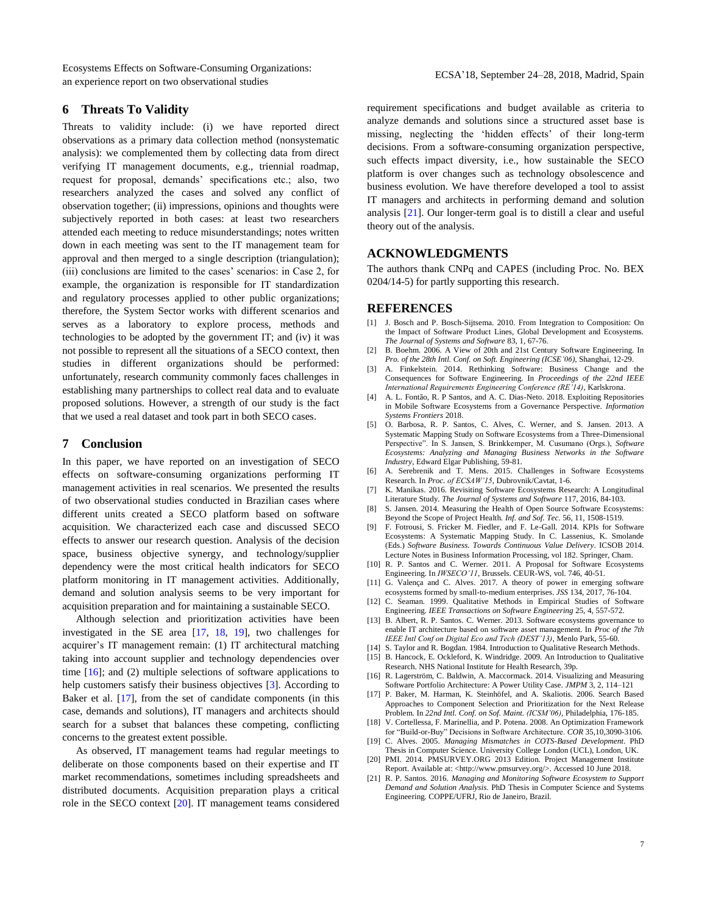## 6 Threats To Validity

Threats to validity include: (i) we have reported direct observations as a primary data collection method (nonsystematic analysis): we complemented them by collecting data from direct verifying IT management documents, e.g., triennial roadmap, request for proposal, demands' specifications etc.; also, two researchers analyzed the cases and solved any conflict of observation together; (ii) impressions, opinions and thoughts were subjectively reported in both cases: at least two researchers attended each meeting to reduce misunderstandings; notes written down in each meeting was sent to the IT management team for approval and then merged to a single description (triangulation); (iii) conclusions are limited to the cases' scenarios: in Case 2, for example, the organization is responsible for IT standardization and regulatory processes applied to other public organizations; therefore, the System Sector works with different scenarios and serves as a laboratory to explore process, methods and technologies to be adopted by the government IT; and (iv) it was not possible to represent all the situations of a SECO context, then studies in different organizations should be performed: unfortunately, research community commonly faces challenges in establishing many partnerships to collect real data and to evaluate proposed solutions. However, a strength of our study is the fact that we used a real dataset and took part in both SECO cases.

## 7 Conclusion

In this paper, we have reported on an investigation of SECO effects on software-consuming organizations performing IT management activities in real scenarios. We presented the results of two observational studies conducted in Brazilian cases where different units created a SECO platform based on software acquisition. We characterized each case and discussed SECO effects to answer our research question. Analysis of the decision space, business objective synergy, and technology/supplier dependency were the most critical health indicators for SECO platform monitoring in IT management activities. Additionally, demand and solution analysis seems to be very important for acquisition preparation and for maintaining a sustainable SECO.

Although selection and prioritization activities have been investigated in the SE area [17, 18, 19], two challenges for acquirer's IT management remain: (1) IT architectural matching taking into account supplier and technology dependencies over time [16]; and (2) multiple selections of software applications to help customers satisfy their business objectives [3]. According to Baker et al. [17], from the set of candidate components (in this case, demands and solutions), IT managers and architects should search for a subset that balances these competing, conflicting concerns to the greatest extent possible.

As observed, IT management teams had regular meetings to deliberate on those components based on their expertise and IT market recommendations, sometimes including spreadsheets and distributed documents. Acquisition preparation plays a critical role in the SECO context [20]. IT management teams considered requirement specifications and budget available as criteria to analyze demands and solutions since a structured asset base is missing, neglecting the 'hidden effects' of their long-term decisions. From a software-consuming organization perspective, such effects impact diversity, i.e., how sustainable the SECO platform is over changes such as technology obsolescence and business evolution. We have therefore developed a tool to assist IT managers and architects in performing demand and solution analysis [21]. Our longer-term goal is to distill a clear and useful theory out of the analysis.

## ACKNOWLEDGMENTS

The authors thank CNPq and CAPES (including Proc. No. BEX 0204/14-5) for partly supporting this research.

## REFERENCES

[1] J. Bosch and P. Bosch-Sijtsema. 2010. From Integration to Composition: On the Impact of Software Product Lines, Global Development and Ecosystems. *The Journal of Systems and Software* 83, 1, 67-76.

[2] B. Boehm. 2006. A View of 20th and 21st Century Software Engineering. In *Pro. of the 28th Intl. Conf. on Soft. Engineering (ICSE'06)*, Shanghai, 12-29.

[3] A. Finkelstein. 2014. Rethinking Software: Business Change and the Consequences for Software Engineering. In *Proceedings of the 22nd IEEE International Requirements Engineering Conference (RE'14)*, Karlskrona.

[4] A. L. Fontão, R. P Santos, and A. C. Dias-Neto. 2018. Exploiting Repositories in Mobile Software Ecosystems from a Governance Perspective. *Information Systems Frontiers* 2018.

[5] O. Barbosa, R. P. Santos, C. Alves, C. Werner, and S. Jansen. 2013. A Systematic Mapping Study on Software Ecosystems from a Three-Dimensional Perspective". In S. Jansen, S. Brinkkemper, M. Cusumano (Orgs.), *Software Ecosystems: Analyzing and Managing Business Networks in the Software Industry*, Edward Elgar Publishing, 59-81.

[6] A. Serebrenik and T. Mens. 2015. Challenges in Software Ecosystems Research. In *Proc. of ECSAW'15*, Dubrovnik/Cavtat, 1-6.

[7] K. Manikas. 2016. Revisiting Software Ecosystems Research: A Longitudinal Literature Study. *The Journal of Systems and Software* 117, 2016, 84-103.

[8] S. Jansen. 2014. Measuring the Health of Open Source Software Ecosystems: Beyond the Scope of Project Health. *Inf. and Sof. Tec*. 56, 11, 1508-1519.

[9] F. Fotrousi, S. Fricker M. Fiedler, and F. Le-Gall. 2014. KPIs for Software Ecosystems: A Systematic Mapping Study. In C. Lassenius, K. Smolande (Eds.) *Software Business. Towards Continuous Value Delivery*. ICSOB 2014. Lecture Notes in Business Information Processing, vol 182. Springer, Cham.

[10] R. P. Santos and C. Werner. 2011. A Proposal for Software Ecosystems Engineering. In *IWSECO'11*, Brussels. CEUR-WS, vol. 746, 40-51.

[11] G. Valença and C. Alves. 2017. A theory of power in emerging software ecosystems formed by small-to-medium enterprises. *JSS* 134, 2017, 76-104.

[12] C. Seaman. 1999. Qualitative Methods in Empirical Studies of Software Engineering. *IEEE Transactions on Software Engineering* 25, 4, 557-572.

[13] B. Albert, R. P. Santos. C. Werner. 2013. Software ecosystems governance to enable IT architecture based on software asset management. In *Proc of the 7th IEEE Intl Conf on Digital Eco and Tech (DEST'13)*, Menlo Park, 55-60.

[14] S. Taylor and R. Bogdan. 1984. Introduction to Qualitative Research Methods.

[15] B. Hancock, E. Ockleford, K. Windridge. 2009. An Introduction to Qualitative Research. NHS National Institute for Health Research, 39p.

[16] R. Lagerström, C. Baldwin, A. Maccormack. 2014. Visualizing and Measuring Software Portfolio Architecture: A Power Utility Case. *JMPM* 3, 2, 114–121

[17] P. Baker, M. Harman, K. Steinhöfel, and A. Skaliotis. 2006. Search Based Approaches to Component Selection and Prioritization for the Next Release Problem. In *22nd Intl. Conf. on Sof. Maint. (ICSM'06)*, Philadelphia, 176-185.

[18] V. Cortellessa, F. Marinellia, and P. Potena. 2008. An Optimization Framework for "Build-or-Buy" Decisions in Software Architecture. *COR* 35,10,3090-3106.

[19] C. Alves. 2005. *Managing Mismatches in COTS-Based Development*. PhD Thesis in Computer Science. University College London (UCL), London, UK.

[20] PMI. 2014. PMSURVEY.ORG 2013 Edition. Project Management Institute Report. Available at: <http://www.pmsurvey.org/>. Accessed 10 June 2018.

[21] R. P. Santos. 2016. *Managing and Monitoring Software Ecosystem to Support Demand and Solution Analysis*. PhD Thesis in Computer Science and Systems Engineering. COPPE/UFRJ, Rio de Janeiro, Brazil.